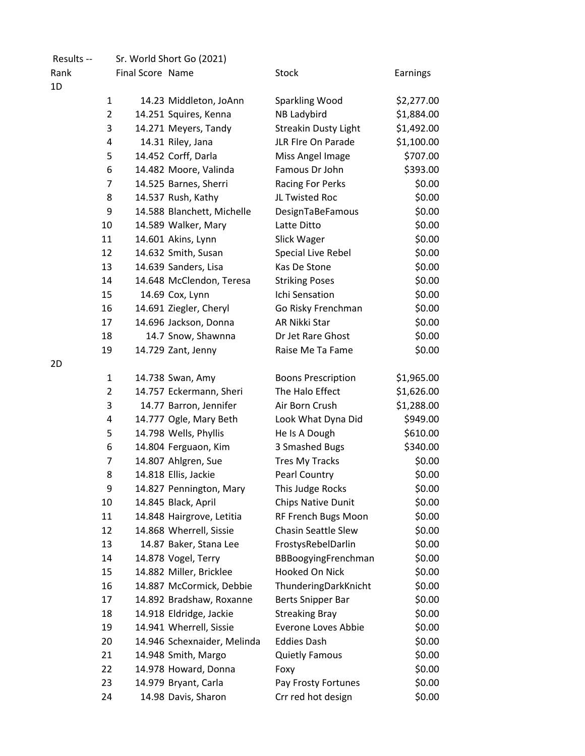Results -- Sr. World Short Go (2021)

| Rank | | Final Score | Name | Stock | Earnings |
|---|---|---|---|---|---|
| 1D | | | | | |
| | 1 | 14.23 | Middleton, JoAnn | Sparkling Wood | $2,277.00 |
| | 2 | 14.251 | Squires, Kenna | NB Ladybird | $1,884.00 |
| | 3 | 14.271 | Meyers, Tandy | Streakin Dusty Light | $1,492.00 |
| | 4 | 14.31 | Riley, Jana | JLR FIre On Parade | $1,100.00 |
| | 5 | 14.452 | Corff, Darla | Miss Angel Image | $707.00 |
| | 6 | 14.482 | Moore, Valinda | Famous Dr John | $393.00 |
| | 7 | 14.525 | Barnes, Sherri | Racing For Perks | $0.00 |
| | 8 | 14.537 | Rush, Kathy | JL Twisted Roc | $0.00 |
| | 9 | 14.588 | Blanchett, Michelle | DesignTaBeFamous | $0.00 |
| | 10 | 14.589 | Walker, Mary | Latte Ditto | $0.00 |
| | 11 | 14.601 | Akins, Lynn | Slick Wager | $0.00 |
| | 12 | 14.632 | Smith, Susan | Special Live Rebel | $0.00 |
| | 13 | 14.639 | Sanders, Lisa | Kas De Stone | $0.00 |
| | 14 | 14.648 | McClendon, Teresa | Striking Poses | $0.00 |
| | 15 | 14.69 | Cox, Lynn | Ichi Sensation | $0.00 |
| | 16 | 14.691 | Ziegler, Cheryl | Go Risky Frenchman | $0.00 |
| | 17 | 14.696 | Jackson, Donna | AR Nikki Star | $0.00 |
| | 18 | 14.7 | Snow, Shawnna | Dr Jet Rare Ghost | $0.00 |
| | 19 | 14.729 | Zant, Jenny | Raise Me Ta Fame | $0.00 |
| 2D | | | | | |
| | 1 | 14.738 | Swan, Amy | Boons Prescription | $1,965.00 |
| | 2 | 14.757 | Eckermann, Sheri | The Halo Effect | $1,626.00 |
| | 3 | 14.77 | Barron, Jennifer | Air Born Crush | $1,288.00 |
| | 4 | 14.777 | Ogle, Mary Beth | Look What Dyna Did | $949.00 |
| | 5 | 14.798 | Wells, Phyllis | He Is A Dough | $610.00 |
| | 6 | 14.804 | Ferguaon, Kim | 3 Smashed Bugs | $340.00 |
| | 7 | 14.807 | Ahlgren, Sue | Tres My Tracks | $0.00 |
| | 8 | 14.818 | Ellis, Jackie | Pearl Country | $0.00 |
| | 9 | 14.827 | Pennington, Mary | This Judge Rocks | $0.00 |
| | 10 | 14.845 | Black, April | Chips Native Dunit | $0.00 |
| | 11 | 14.848 | Hairgrove, Letitia | RF French Bugs Moon | $0.00 |
| | 12 | 14.868 | Wherrell, Sissie | Chasin Seattle Slew | $0.00 |
| | 13 | 14.87 | Baker, Stana Lee | FrostysRebelDarlin | $0.00 |
| | 14 | 14.878 | Vogel, Terry | BBBoogyingFrenchman | $0.00 |
| | 15 | 14.882 | Miller, Bricklee | Hooked On Nick | $0.00 |
| | 16 | 14.887 | McCormick, Debbie | ThunderingDarkKnicht | $0.00 |
| | 17 | 14.892 | Bradshaw, Roxanne | Berts Snipper Bar | $0.00 |
| | 18 | 14.918 | Eldridge, Jackie | Streaking Bray | $0.00 |
| | 19 | 14.941 | Wherrell, Sissie | Everone Loves Abbie | $0.00 |
| | 20 | 14.946 | Schexnaider, Melinda | Eddies Dash | $0.00 |
| | 21 | 14.948 | Smith, Margo | Quietly Famous | $0.00 |
| | 22 | 14.978 | Howard, Donna | Foxy | $0.00 |
| | 23 | 14.979 | Bryant, Carla | Pay Frosty Fortunes | $0.00 |
| | 24 | 14.98 | Davis, Sharon | Crr red hot design | $0.00 |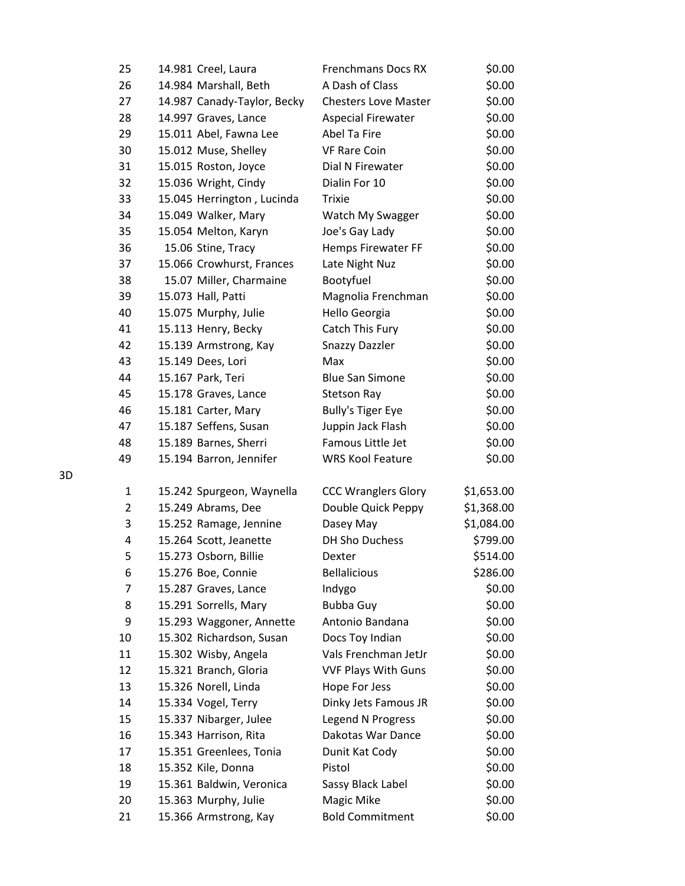| Place | Time | Rider | Horse | Payout |
|---|---|---|---|---|
| 25 | 14.981 | Creel, Laura | Frenchmans Docs RX | $0.00 |
| 26 | 14.984 | Marshall, Beth | A Dash of Class | $0.00 |
| 27 | 14.987 | Canady-Taylor, Becky | Chesters Love Master | $0.00 |
| 28 | 14.997 | Graves, Lance | Aspecial Firewater | $0.00 |
| 29 | 15.011 | Abel, Fawna Lee | Abel Ta Fire | $0.00 |
| 30 | 15.012 | Muse, Shelley | VF Rare Coin | $0.00 |
| 31 | 15.015 | Roston, Joyce | Dial N Firewater | $0.00 |
| 32 | 15.036 | Wright, Cindy | Dialin For 10 | $0.00 |
| 33 | 15.045 | Herrington , Lucinda | Trixie | $0.00 |
| 34 | 15.049 | Walker, Mary | Watch My Swagger | $0.00 |
| 35 | 15.054 | Melton, Karyn | Joe's Gay Lady | $0.00 |
| 36 | 15.06 | Stine, Tracy | Hemps Firewater FF | $0.00 |
| 37 | 15.066 | Crowhurst, Frances | Late Night Nuz | $0.00 |
| 38 | 15.07 | Miller, Charmaine | Bootyfuel | $0.00 |
| 39 | 15.073 | Hall, Patti | Magnolia Frenchman | $0.00 |
| 40 | 15.075 | Murphy, Julie | Hello Georgia | $0.00 |
| 41 | 15.113 | Henry, Becky | Catch This Fury | $0.00 |
| 42 | 15.139 | Armstrong, Kay | Snazzy Dazzler | $0.00 |
| 43 | 15.149 | Dees, Lori | Max | $0.00 |
| 44 | 15.167 | Park, Teri | Blue San Simone | $0.00 |
| 45 | 15.178 | Graves, Lance | Stetson Ray | $0.00 |
| 46 | 15.181 | Carter, Mary | Bully's Tiger Eye | $0.00 |
| 47 | 15.187 | Seffens, Susan | Juppin Jack Flash | $0.00 |
| 48 | 15.189 | Barnes, Sherri | Famous Little Jet | $0.00 |
| 49 | 15.194 | Barron, Jennifer | WRS Kool Feature | $0.00 |

3D

| Place | Time | Rider | Horse | Payout |
|---|---|---|---|---|
| 1 | 15.242 | Spurgeon, Waynella | CCC Wranglers Glory | $1,653.00 |
| 2 | 15.249 | Abrams, Dee | Double Quick Peppy | $1,368.00 |
| 3 | 15.252 | Ramage, Jennine | Dasey May | $1,084.00 |
| 4 | 15.264 | Scott, Jeanette | DH Sho Duchess | $799.00 |
| 5 | 15.273 | Osborn, Billie | Dexter | $514.00 |
| 6 | 15.276 | Boe, Connie | Bellalicious | $286.00 |
| 7 | 15.287 | Graves, Lance | Indygo | $0.00 |
| 8 | 15.291 | Sorrells, Mary | Bubba Guy | $0.00 |
| 9 | 15.293 | Waggoner, Annette | Antonio Bandana | $0.00 |
| 10 | 15.302 | Richardson, Susan | Docs Toy Indian | $0.00 |
| 11 | 15.302 | Wisby, Angela | Vals Frenchman JetJr | $0.00 |
| 12 | 15.321 | Branch, Gloria | VVF Plays With Guns | $0.00 |
| 13 | 15.326 | Norell, Linda | Hope For Jess | $0.00 |
| 14 | 15.334 | Vogel, Terry | Dinky Jets Famous JR | $0.00 |
| 15 | 15.337 | Nibarger, Julee | Legend N Progress | $0.00 |
| 16 | 15.343 | Harrison, Rita | Dakotas War Dance | $0.00 |
| 17 | 15.351 | Greenlees, Tonia | Dunit Kat Cody | $0.00 |
| 18 | 15.352 | Kile, Donna | Pistol | $0.00 |
| 19 | 15.361 | Baldwin, Veronica | Sassy Black Label | $0.00 |
| 20 | 15.363 | Murphy, Julie | Magic Mike | $0.00 |
| 21 | 15.366 | Armstrong, Kay | Bold Commitment | $0.00 |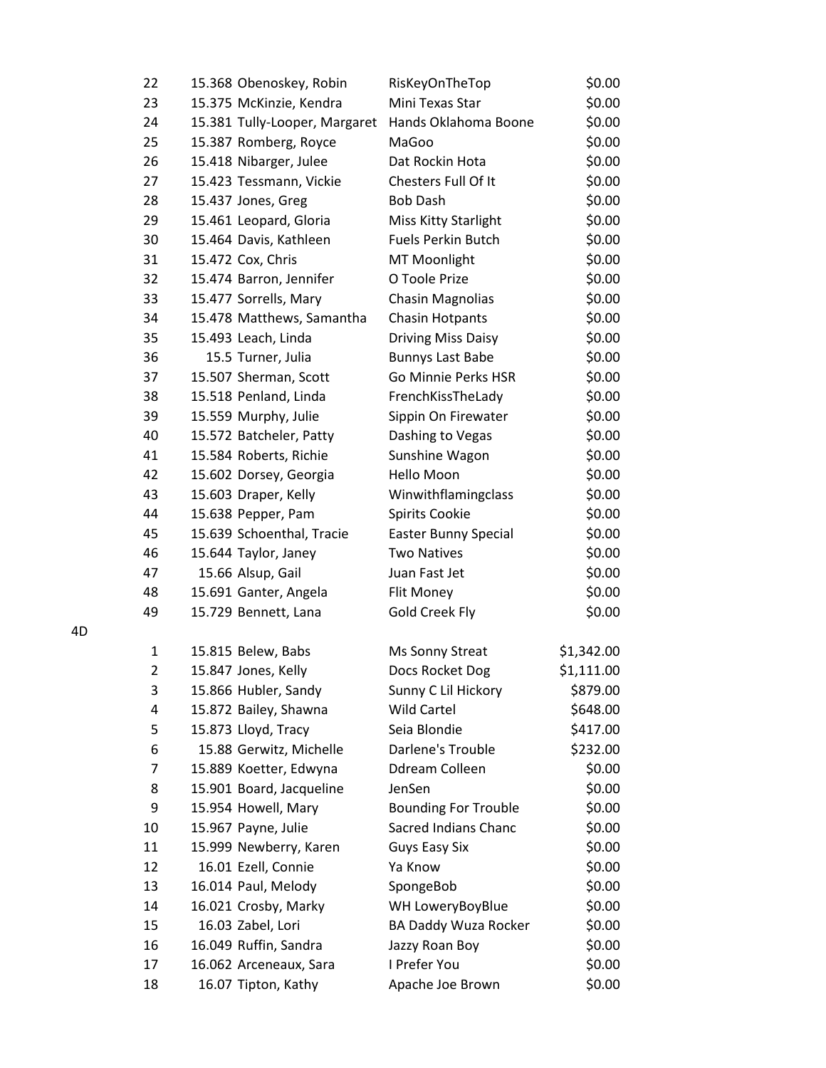| | | | | |
|---|---|---|---|---|
| 22 | 15.368 | Obenoskey, Robin | RisKeyOnTheTop | $0.00 |
| 23 | 15.375 | McKinzie, Kendra | Mini Texas Star | $0.00 |
| 24 | 15.381 | Tully-Looper, Margaret | Hands Oklahoma Boone | $0.00 |
| 25 | 15.387 | Romberg, Royce | MaGoo | $0.00 |
| 26 | 15.418 | Nibarger, Julee | Dat Rockin Hota | $0.00 |
| 27 | 15.423 | Tessmann, Vickie | Chesters Full Of It | $0.00 |
| 28 | 15.437 | Jones, Greg | Bob Dash | $0.00 |
| 29 | 15.461 | Leopard, Gloria | Miss Kitty Starlight | $0.00 |
| 30 | 15.464 | Davis, Kathleen | Fuels Perkin Butch | $0.00 |
| 31 | 15.472 | Cox, Chris | MT Moonlight | $0.00 |
| 32 | 15.474 | Barron, Jennifer | O Toole Prize | $0.00 |
| 33 | 15.477 | Sorrells, Mary | Chasin Magnolias | $0.00 |
| 34 | 15.478 | Matthews, Samantha | Chasin Hotpants | $0.00 |
| 35 | 15.493 | Leach, Linda | Driving Miss Daisy | $0.00 |
| 36 | 15.5 | Turner, Julia | Bunnys Last Babe | $0.00 |
| 37 | 15.507 | Sherman, Scott | Go Minnie Perks HSR | $0.00 |
| 38 | 15.518 | Penland, Linda | FrenchKissTheLady | $0.00 |
| 39 | 15.559 | Murphy, Julie | Sippin On Firewater | $0.00 |
| 40 | 15.572 | Batcheler, Patty | Dashing to Vegas | $0.00 |
| 41 | 15.584 | Roberts, Richie | Sunshine Wagon | $0.00 |
| 42 | 15.602 | Dorsey, Georgia | Hello Moon | $0.00 |
| 43 | 15.603 | Draper, Kelly | Winwithflamingclass | $0.00 |
| 44 | 15.638 | Pepper, Pam | Spirits Cookie | $0.00 |
| 45 | 15.639 | Schoenthal, Tracie | Easter Bunny Special | $0.00 |
| 46 | 15.644 | Taylor, Janey | Two Natives | $0.00 |
| 47 | 15.66 | Alsup, Gail | Juan Fast Jet | $0.00 |
| 48 | 15.691 | Ganter, Angela | Flit Money | $0.00 |
| 49 | 15.729 | Bennett, Lana | Gold Creek Fly | $0.00 |

4D

| | | | | |
|---|---|---|---|---|
| 1 | 15.815 | Belew, Babs | Ms Sonny Streat | $1,342.00 |
| 2 | 15.847 | Jones, Kelly | Docs Rocket Dog | $1,111.00 |
| 3 | 15.866 | Hubler, Sandy | Sunny C Lil Hickory | $879.00 |
| 4 | 15.872 | Bailey, Shawna | Wild Cartel | $648.00 |
| 5 | 15.873 | Lloyd, Tracy | Seia Blondie | $417.00 |
| 6 | 15.88 | Gerwitz, Michelle | Darlene's Trouble | $232.00 |
| 7 | 15.889 | Koetter, Edwyna | Ddream Colleen | $0.00 |
| 8 | 15.901 | Board, Jacqueline | JenSen | $0.00 |
| 9 | 15.954 | Howell, Mary | Bounding For Trouble | $0.00 |
| 10 | 15.967 | Payne, Julie | Sacred Indians Chanc | $0.00 |
| 11 | 15.999 | Newberry, Karen | Guys Easy Six | $0.00 |
| 12 | 16.01 | Ezell, Connie | Ya Know | $0.00 |
| 13 | 16.014 | Paul, Melody | SpongeBob | $0.00 |
| 14 | 16.021 | Crosby, Marky | WH LoweryBoyBlue | $0.00 |
| 15 | 16.03 | Zabel, Lori | BA Daddy Wuza Rocker | $0.00 |
| 16 | 16.049 | Ruffin, Sandra | Jazzy Roan Boy | $0.00 |
| 17 | 16.062 | Arceneaux, Sara | I Prefer You | $0.00 |
| 18 | 16.07 | Tipton, Kathy | Apache Joe Brown | $0.00 |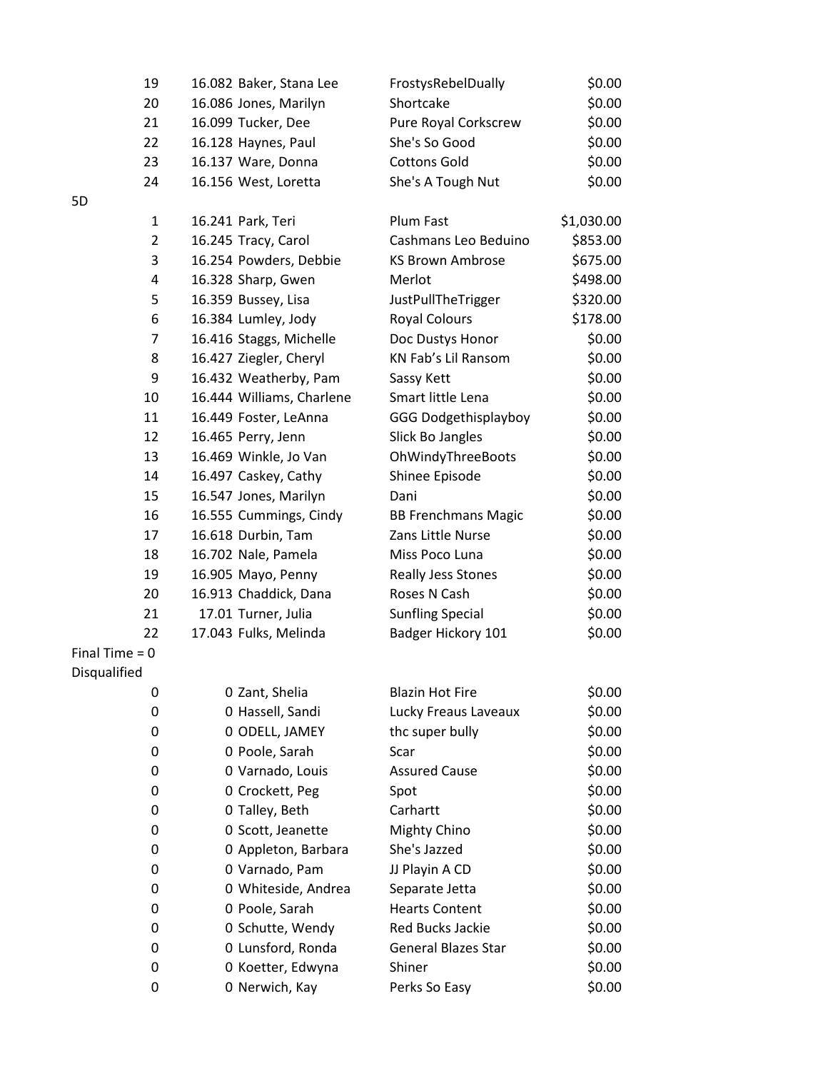| | | | | |
|---|---|---|---|---|
| 19 | 16.082 | Baker, Stana Lee | FrostysRebelDually | $0.00 |
| 20 | 16.086 | Jones, Marilyn | Shortcake | $0.00 |
| 21 | 16.099 | Tucker, Dee | Pure Royal Corkscrew | $0.00 |
| 22 | 16.128 | Haynes, Paul | She's So Good | $0.00 |
| 23 | 16.137 | Ware, Donna | Cottons Gold | $0.00 |
| 24 | 16.156 | West, Loretta | She's A Tough Nut | $0.00 |

5D

| | | | | |
|---|---|---|---|---|
| 1 | 16.241 | Park, Teri | Plum Fast | $1,030.00 |
| 2 | 16.245 | Tracy, Carol | Cashmans Leo Beduino | $853.00 |
| 3 | 16.254 | Powders, Debbie | KS Brown Ambrose | $675.00 |
| 4 | 16.328 | Sharp, Gwen | Merlot | $498.00 |
| 5 | 16.359 | Bussey, Lisa | JustPullTheTrigger | $320.00 |
| 6 | 16.384 | Lumley, Jody | Royal Colours | $178.00 |
| 7 | 16.416 | Staggs, Michelle | Doc Dustys Honor | $0.00 |
| 8 | 16.427 | Ziegler, Cheryl | KN Fab's Lil Ransom | $0.00 |
| 9 | 16.432 | Weatherby, Pam | Sassy Kett | $0.00 |
| 10 | 16.444 | Williams, Charlene | Smart little Lena | $0.00 |
| 11 | 16.449 | Foster, LeAnna | GGG Dodgethisplayboy | $0.00 |
| 12 | 16.465 | Perry, Jenn | Slick Bo Jangles | $0.00 |
| 13 | 16.469 | Winkle, Jo Van | OhWindyThreeBoots | $0.00 |
| 14 | 16.497 | Caskey, Cathy | Shinee Episode | $0.00 |
| 15 | 16.547 | Jones, Marilyn | Dani | $0.00 |
| 16 | 16.555 | Cummings, Cindy | BB Frenchmans Magic | $0.00 |
| 17 | 16.618 | Durbin, Tam | Zans Little Nurse | $0.00 |
| 18 | 16.702 | Nale, Pamela | Miss Poco Luna | $0.00 |
| 19 | 16.905 | Mayo, Penny | Really Jess Stones | $0.00 |
| 20 | 16.913 | Chaddick, Dana | Roses N Cash | $0.00 |
| 21 | 17.01 | Turner, Julia | Sunfling Special | $0.00 |
| 22 | 17.043 | Fulks, Melinda | Badger Hickory 101 | $0.00 |

Final Time = 0

Disqualified

| | | | | |
|---|---|---|---|---|
| 0 | 0 | Zant, Shelia | Blazin Hot Fire | $0.00 |
| 0 | 0 | Hassell, Sandi | Lucky Freaus Laveaux | $0.00 |
| 0 | 0 | ODELL, JAMEY | thc super bully | $0.00 |
| 0 | 0 | Poole, Sarah | Scar | $0.00 |
| 0 | 0 | Varnado, Louis | Assured Cause | $0.00 |
| 0 | 0 | Crockett, Peg | Spot | $0.00 |
| 0 | 0 | Talley, Beth | Carhartt | $0.00 |
| 0 | 0 | Scott, Jeanette | Mighty Chino | $0.00 |
| 0 | 0 | Appleton, Barbara | She's Jazzed | $0.00 |
| 0 | 0 | Varnado, Pam | JJ Playin A CD | $0.00 |
| 0 | 0 | Whiteside, Andrea | Separate Jetta | $0.00 |
| 0 | 0 | Poole, Sarah | Hearts Content | $0.00 |
| 0 | 0 | Schutte, Wendy | Red Bucks Jackie | $0.00 |
| 0 | 0 | Lunsford, Ronda | General Blazes Star | $0.00 |
| 0 | 0 | Koetter, Edwyna | Shiner | $0.00 |
| 0 | 0 | Nerwich, Kay | Perks So Easy | $0.00 |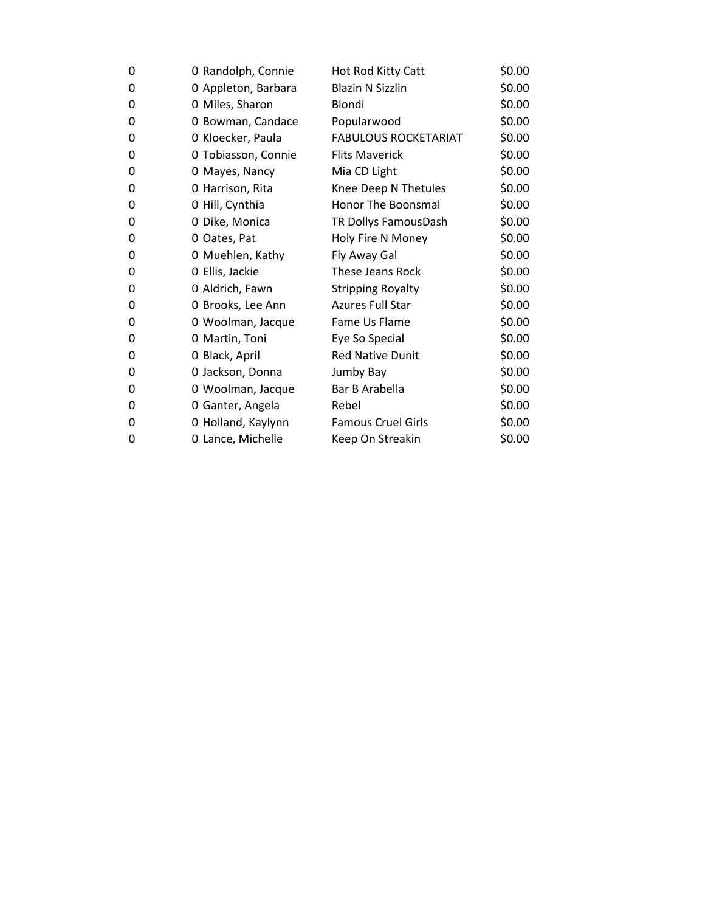| | | | | |
|---|---|---|---|---|
| 0 | 0 | Randolph, Connie | Hot Rod Kitty Catt | $0.00 |
| 0 | 0 | Appleton, Barbara | Blazin N Sizzlin | $0.00 |
| 0 | 0 | Miles, Sharon | Blondi | $0.00 |
| 0 | 0 | Bowman, Candace | Popularwood | $0.00 |
| 0 | 0 | Kloecker, Paula | FABULOUS ROCKETARIAT | $0.00 |
| 0 | 0 | Tobiasson, Connie | Flits Maverick | $0.00 |
| 0 | 0 | Mayes, Nancy | Mia CD Light | $0.00 |
| 0 | 0 | Harrison, Rita | Knee Deep N Thetules | $0.00 |
| 0 | 0 | Hill, Cynthia | Honor The Boonsmal | $0.00 |
| 0 | 0 | Dike, Monica | TR Dollys FamousDash | $0.00 |
| 0 | 0 | Oates, Pat | Holy Fire N Money | $0.00 |
| 0 | 0 | Muehlen, Kathy | Fly Away Gal | $0.00 |
| 0 | 0 | Ellis, Jackie | These Jeans Rock | $0.00 |
| 0 | 0 | Aldrich, Fawn | Stripping Royalty | $0.00 |
| 0 | 0 | Brooks, Lee Ann | Azures Full Star | $0.00 |
| 0 | 0 | Woolman, Jacque | Fame Us Flame | $0.00 |
| 0 | 0 | Martin, Toni | Eye So Special | $0.00 |
| 0 | 0 | Black, April | Red Native Dunit | $0.00 |
| 0 | 0 | Jackson, Donna | Jumby Bay | $0.00 |
| 0 | 0 | Woolman, Jacque | Bar B Arabella | $0.00 |
| 0 | 0 | Ganter, Angela | Rebel | $0.00 |
| 0 | 0 | Holland, Kaylynn | Famous Cruel Girls | $0.00 |
| 0 | 0 | Lance, Michelle | Keep On Streakin | $0.00 |